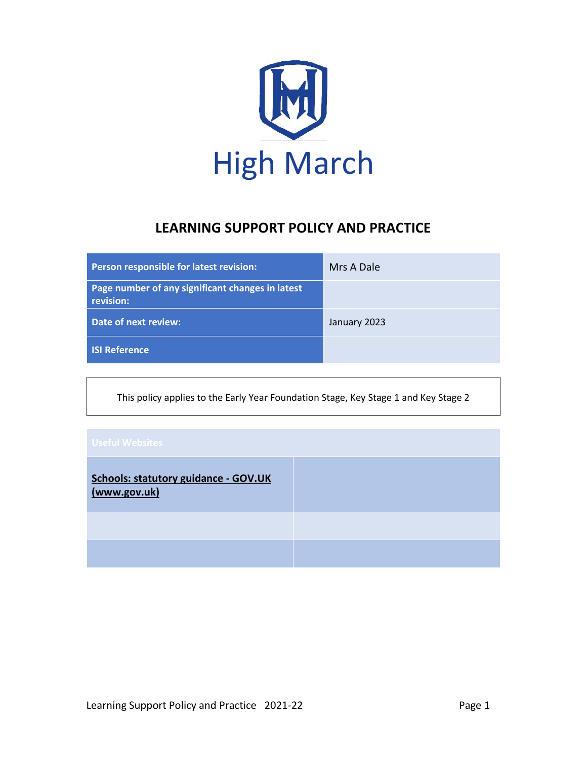High March

# LEARNING SUPPORT POLICY AND PRACTICE

| **Person responsible for latest revision:** | Mrs A Dale |
| --- | --- |
| **Page number of any significant changes in latest revision:** | |
| **Date of next review:** | January 2023 |
| **ISI Reference** | |

This policy applies to the Early Year Foundation Stage, Key Stage 1 and Key Stage 2

| Useful Websites | |
| --- | --- |
| **Schools: statutory guidance - GOV.UK (www.gov.uk)** | |
| | |
| | |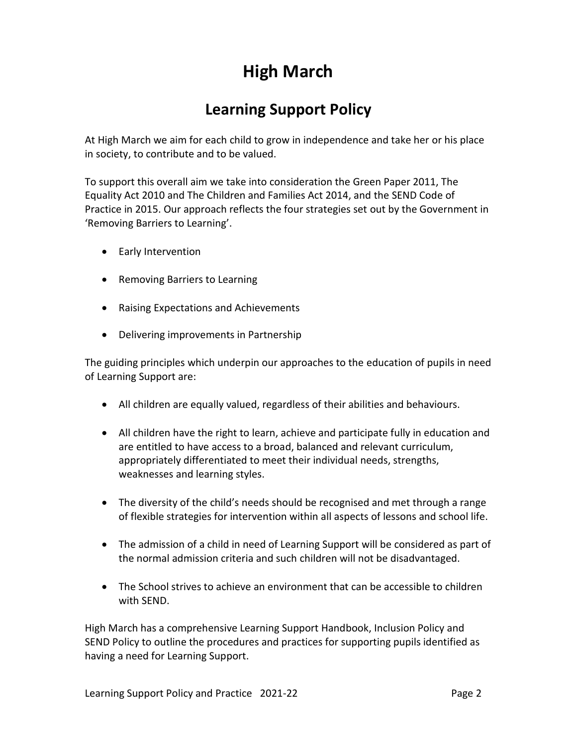# High March

## Learning Support Policy

At High March we aim for each child to grow in independence and take her or his place in society, to contribute and to be valued.

To support this overall aim we take into consideration the Green Paper 2011, The Equality Act 2010 and The Children and Families Act 2014, and the SEND Code of Practice in 2015. Our approach reflects the four strategies set out by the Government in 'Removing Barriers to Learning'.

- Early Intervention
- Removing Barriers to Learning
- Raising Expectations and Achievements
- Delivering improvements in Partnership

The guiding principles which underpin our approaches to the education of pupils in need of Learning Support are:

- All children are equally valued, regardless of their abilities and behaviours.
- All children have the right to learn, achieve and participate fully in education and are entitled to have access to a broad, balanced and relevant curriculum, appropriately differentiated to meet their individual needs, strengths, weaknesses and learning styles.
- The diversity of the child's needs should be recognised and met through a range of flexible strategies for intervention within all aspects of lessons and school life.
- The admission of a child in need of Learning Support will be considered as part of the normal admission criteria and such children will not be disadvantaged.
- The School strives to achieve an environment that can be accessible to children with SEND.

High March has a comprehensive Learning Support Handbook, Inclusion Policy and SEND Policy to outline the procedures and practices for supporting pupils identified as having a need for Learning Support.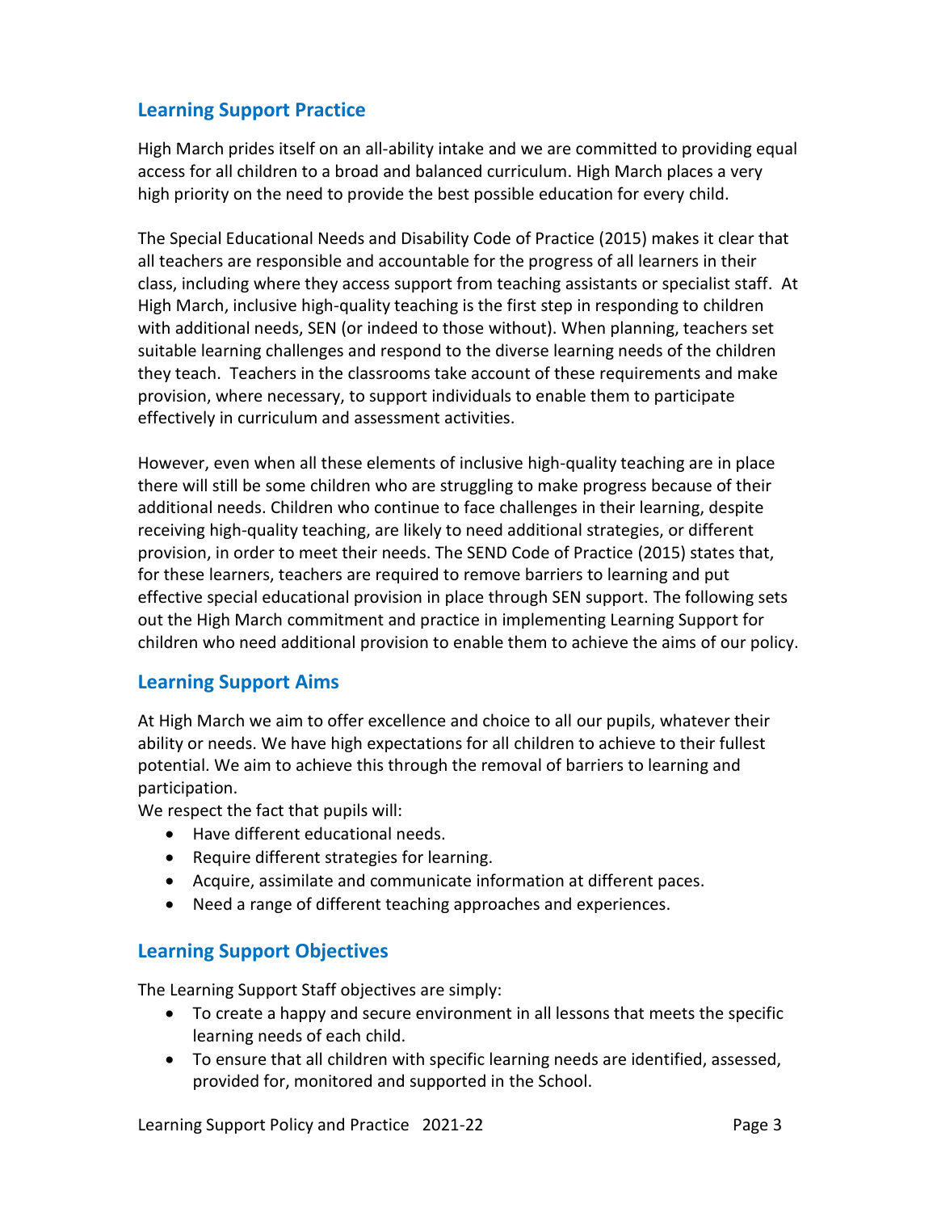## Learning Support Practice

High March prides itself on an all-ability intake and we are committed to providing equal access for all children to a broad and balanced curriculum. High March places a very high priority on the need to provide the best possible education for every child.

The Special Educational Needs and Disability Code of Practice (2015) makes it clear that all teachers are responsible and accountable for the progress of all learners in their class, including where they access support from teaching assistants or specialist staff. At High March, inclusive high-quality teaching is the first step in responding to children with additional needs, SEN (or indeed to those without). When planning, teachers set suitable learning challenges and respond to the diverse learning needs of the children they teach. Teachers in the classrooms take account of these requirements and make provision, where necessary, to support individuals to enable them to participate effectively in curriculum and assessment activities.

However, even when all these elements of inclusive high-quality teaching are in place there will still be some children who are struggling to make progress because of their additional needs. Children who continue to face challenges in their learning, despite receiving high-quality teaching, are likely to need additional strategies, or different provision, in order to meet their needs. The SEND Code of Practice (2015) states that, for these learners, teachers are required to remove barriers to learning and put effective special educational provision in place through SEN support. The following sets out the High March commitment and practice in implementing Learning Support for children who need additional provision to enable them to achieve the aims of our policy.

## Learning Support Aims

At High March we aim to offer excellence and choice to all our pupils, whatever their ability or needs. We have high expectations for all children to achieve to their fullest potential. We aim to achieve this through the removal of barriers to learning and participation.

We respect the fact that pupils will:

- Have different educational needs.
- Require different strategies for learning.
- Acquire, assimilate and communicate information at different paces.
- Need a range of different teaching approaches and experiences.

## Learning Support Objectives

The Learning Support Staff objectives are simply:

- To create a happy and secure environment in all lessons that meets the specific learning needs of each child.
- To ensure that all children with specific learning needs are identified, assessed, provided for, monitored and supported in the School.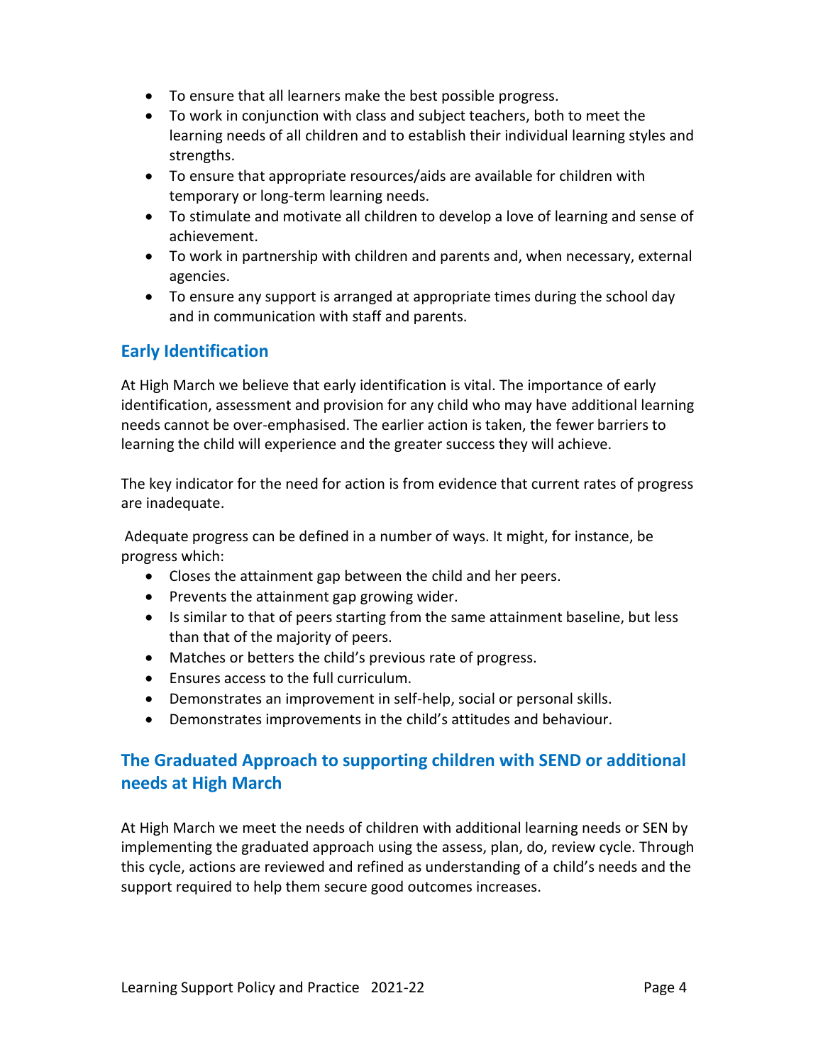- To ensure that all learners make the best possible progress.
- To work in conjunction with class and subject teachers, both to meet the learning needs of all children and to establish their individual learning styles and strengths.
- To ensure that appropriate resources/aids are available for children with temporary or long-term learning needs.
- To stimulate and motivate all children to develop a love of learning and sense of achievement.
- To work in partnership with children and parents and, when necessary, external agencies.
- To ensure any support is arranged at appropriate times during the school day and in communication with staff and parents.

## Early Identification

At High March we believe that early identification is vital. The importance of early identification, assessment and provision for any child who may have additional learning needs cannot be over-emphasised. The earlier action is taken, the fewer barriers to learning the child will experience and the greater success they will achieve.

The key indicator for the need for action is from evidence that current rates of progress are inadequate.

Adequate progress can be defined in a number of ways. It might, for instance, be progress which:

- Closes the attainment gap between the child and her peers.
- Prevents the attainment gap growing wider.
- Is similar to that of peers starting from the same attainment baseline, but less than that of the majority of peers.
- Matches or betters the child's previous rate of progress.
- Ensures access to the full curriculum.
- Demonstrates an improvement in self-help, social or personal skills.
- Demonstrates improvements in the child's attitudes and behaviour.

## The Graduated Approach to supporting children with SEND or additional needs at High March

At High March we meet the needs of children with additional learning needs or SEN by implementing the graduated approach using the assess, plan, do, review cycle. Through this cycle, actions are reviewed and refined as understanding of a child's needs and the support required to help them secure good outcomes increases.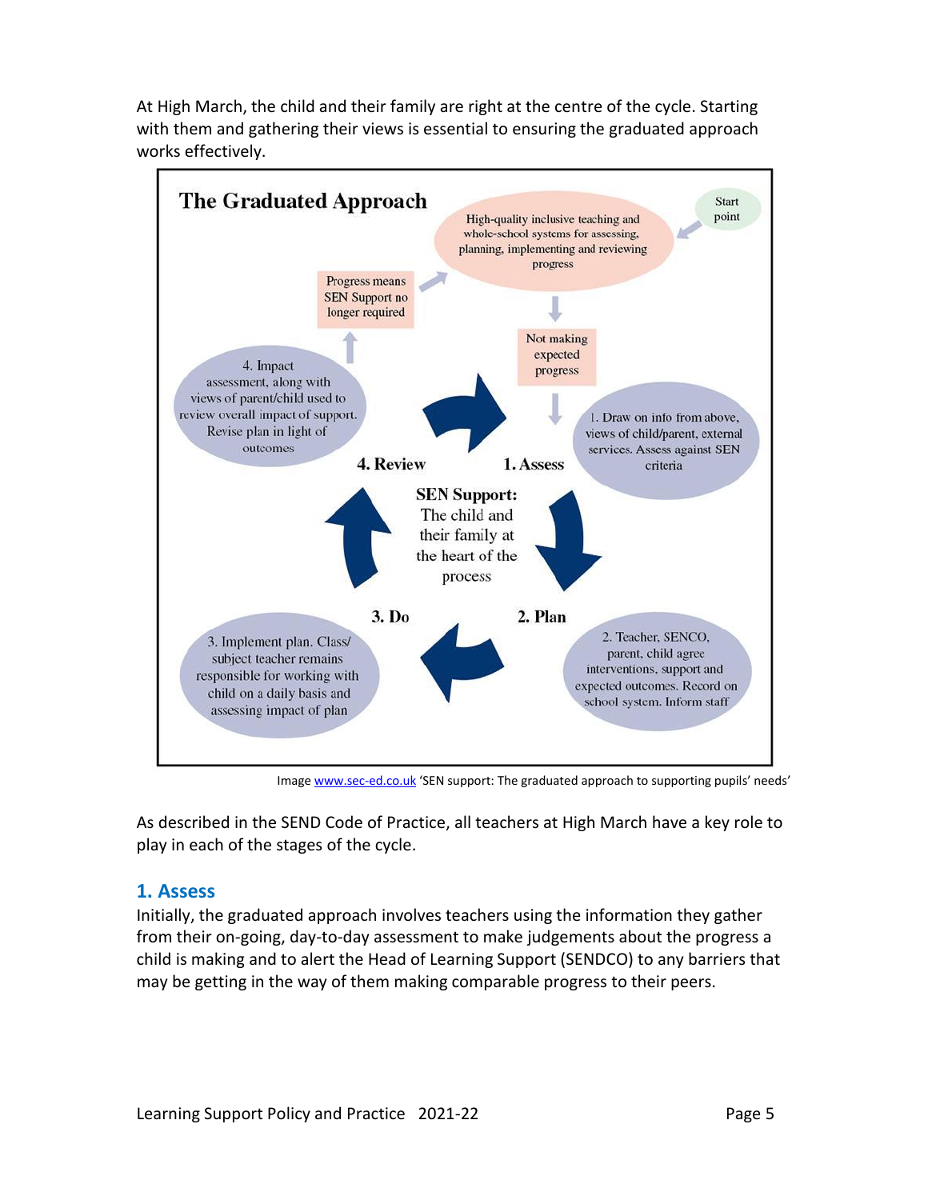At High March, the child and their family are right at the centre of the cycle. Starting with them and gathering their views is essential to ensuring the graduated approach works effectively.

**The Graduated Approach**

Start point

High-quality inclusive teaching and whole-school systems for assessing, planning, implementing and reviewing progress

Not making expected progress

Progress means SEN Support no longer required

**1. Assess** — 1. Draw on info from above, views of child/parent, external services. Assess against SEN criteria

**2. Plan** — 2. Teacher, SENCO, parent, child agree interventions, support and expected outcomes. Record on school system. Inform staff

**3. Do** — 3. Implement plan. Class/ subject teacher remains responsible for working with child on a daily basis and assessing impact of plan

**4. Review** — 4. Impact assessment, along with views of parent/child used to review overall impact of support. Revise plan in light of outcomes

**SEN Support:** The child and their family at the heart of the process

Image www.sec-ed.co.uk 'SEN support: The graduated approach to supporting pupils' needs'

As described in the SEND Code of Practice, all teachers at High March have a key role to play in each of the stages of the cycle.

## 1. Assess

Initially, the graduated approach involves teachers using the information they gather from their on-going, day-to-day assessment to make judgements about the progress a child is making and to alert the Head of Learning Support (SENDCO) to any barriers that may be getting in the way of them making comparable progress to their peers.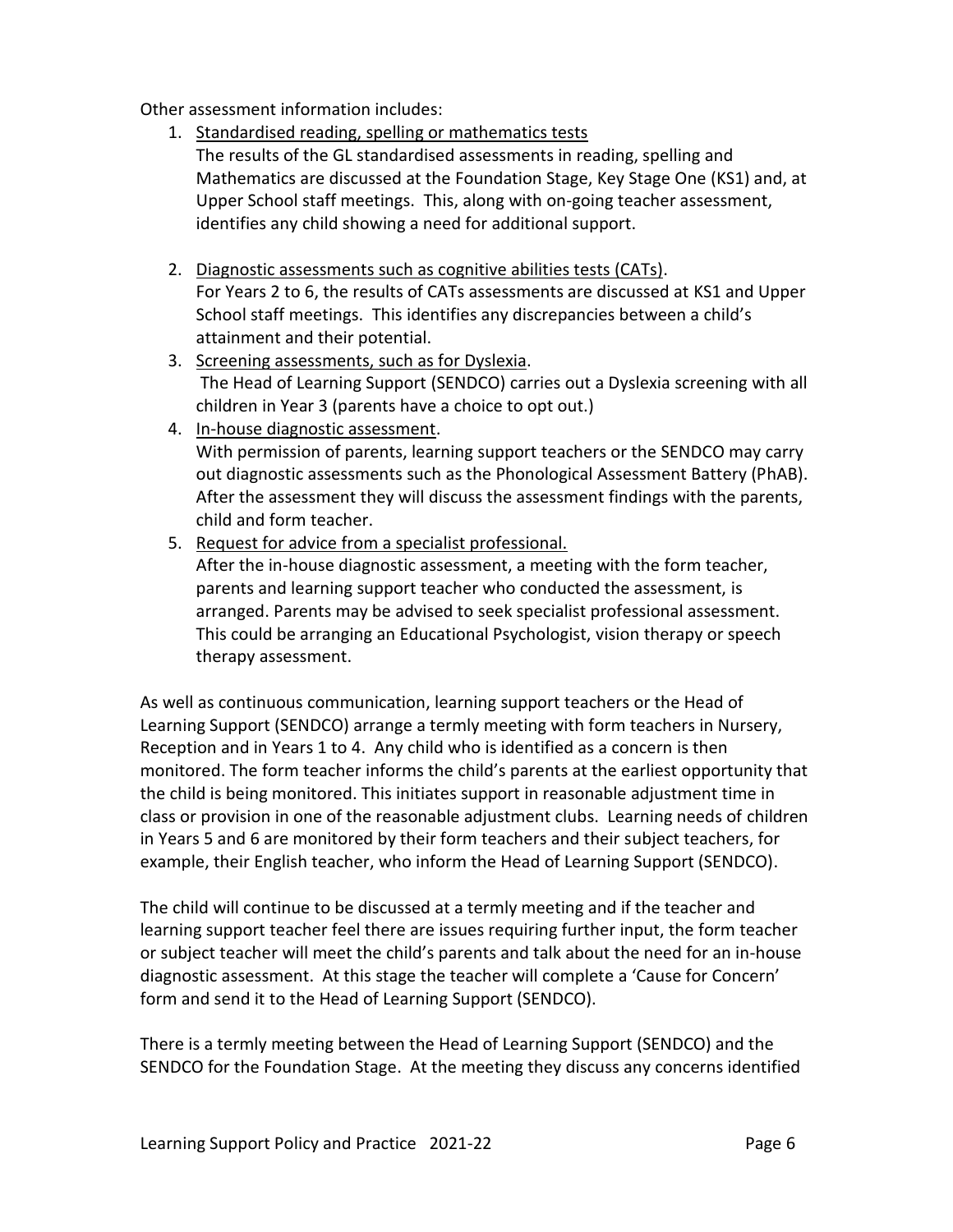Other assessment information includes:

1. Standardised reading, spelling or mathematics tests
   The results of the GL standardised assessments in reading, spelling and Mathematics are discussed at the Foundation Stage, Key Stage One (KS1) and, at Upper School staff meetings. This, along with on-going teacher assessment, identifies any child showing a need for additional support.

2. Diagnostic assessments such as cognitive abilities tests (CATs).
   For Years 2 to 6, the results of CATs assessments are discussed at KS1 and Upper School staff meetings. This identifies any discrepancies between a child's attainment and their potential.
3. Screening assessments, such as for Dyslexia.
   The Head of Learning Support (SENDCO) carries out a Dyslexia screening with all children in Year 3 (parents have a choice to opt out.)
4. In-house diagnostic assessment.
   With permission of parents, learning support teachers or the SENDCO may carry out diagnostic assessments such as the Phonological Assessment Battery (PhAB). After the assessment they will discuss the assessment findings with the parents, child and form teacher.
5. Request for advice from a specialist professional.
   After the in-house diagnostic assessment, a meeting with the form teacher, parents and learning support teacher who conducted the assessment, is arranged. Parents may be advised to seek specialist professional assessment. This could be arranging an Educational Psychologist, vision therapy or speech therapy assessment.

As well as continuous communication, learning support teachers or the Head of Learning Support (SENDCO) arrange a termly meeting with form teachers in Nursery, Reception and in Years 1 to 4. Any child who is identified as a concern is then monitored. The form teacher informs the child's parents at the earliest opportunity that the child is being monitored. This initiates support in reasonable adjustment time in class or provision in one of the reasonable adjustment clubs. Learning needs of children in Years 5 and 6 are monitored by their form teachers and their subject teachers, for example, their English teacher, who inform the Head of Learning Support (SENDCO).

The child will continue to be discussed at a termly meeting and if the teacher and learning support teacher feel there are issues requiring further input, the form teacher or subject teacher will meet the child's parents and talk about the need for an in-house diagnostic assessment. At this stage the teacher will complete a 'Cause for Concern' form and send it to the Head of Learning Support (SENDCO).

There is a termly meeting between the Head of Learning Support (SENDCO) and the SENDCO for the Foundation Stage. At the meeting they discuss any concerns identified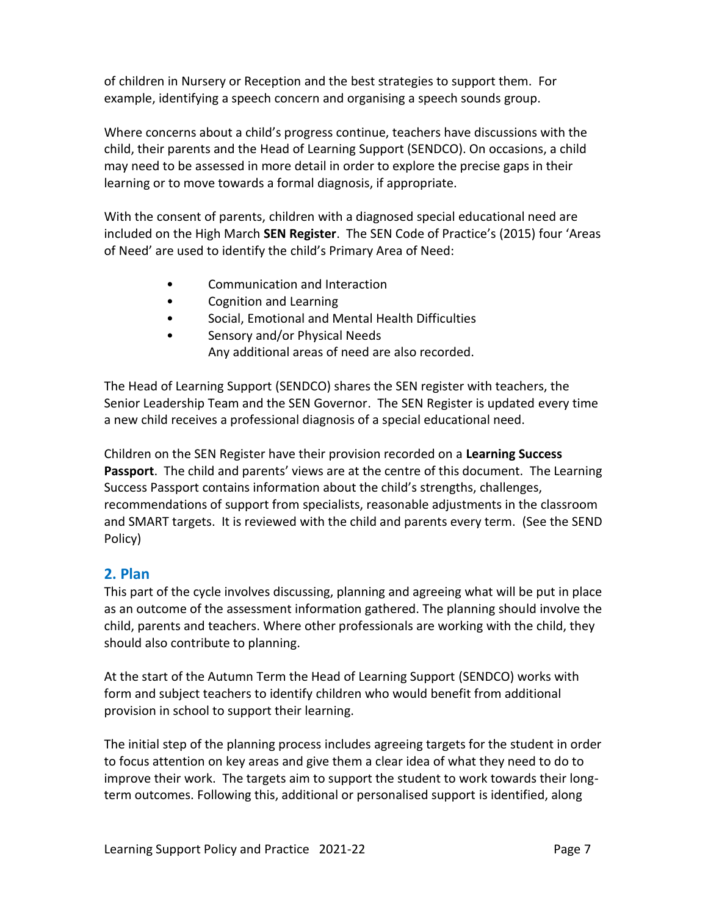of children in Nursery or Reception and the best strategies to support them. For example, identifying a speech concern and organising a speech sounds group.

Where concerns about a child's progress continue, teachers have discussions with the child, their parents and the Head of Learning Support (SENDCO). On occasions, a child may need to be assessed in more detail in order to explore the precise gaps in their learning or to move towards a formal diagnosis, if appropriate.

With the consent of parents, children with a diagnosed special educational need are included on the High March **SEN Register**. The SEN Code of Practice's (2015) four 'Areas of Need' are used to identify the child's Primary Area of Need:

- Communication and Interaction
- Cognition and Learning
- Social, Emotional and Mental Health Difficulties
- Sensory and/or Physical Needs

  Any additional areas of need are also recorded.

The Head of Learning Support (SENDCO) shares the SEN register with teachers, the Senior Leadership Team and the SEN Governor. The SEN Register is updated every time a new child receives a professional diagnosis of a special educational need.

Children on the SEN Register have their provision recorded on a **Learning Success Passport**. The child and parents' views are at the centre of this document. The Learning Success Passport contains information about the child's strengths, challenges, recommendations of support from specialists, reasonable adjustments in the classroom and SMART targets. It is reviewed with the child and parents every term. (See the SEND Policy)

## 2. Plan

This part of the cycle involves discussing, planning and agreeing what will be put in place as an outcome of the assessment information gathered. The planning should involve the child, parents and teachers. Where other professionals are working with the child, they should also contribute to planning.

At the start of the Autumn Term the Head of Learning Support (SENDCO) works with form and subject teachers to identify children who would benefit from additional provision in school to support their learning.

The initial step of the planning process includes agreeing targets for the student in order to focus attention on key areas and give them a clear idea of what they need to do to improve their work. The targets aim to support the student to work towards their long-term outcomes. Following this, additional or personalised support is identified, along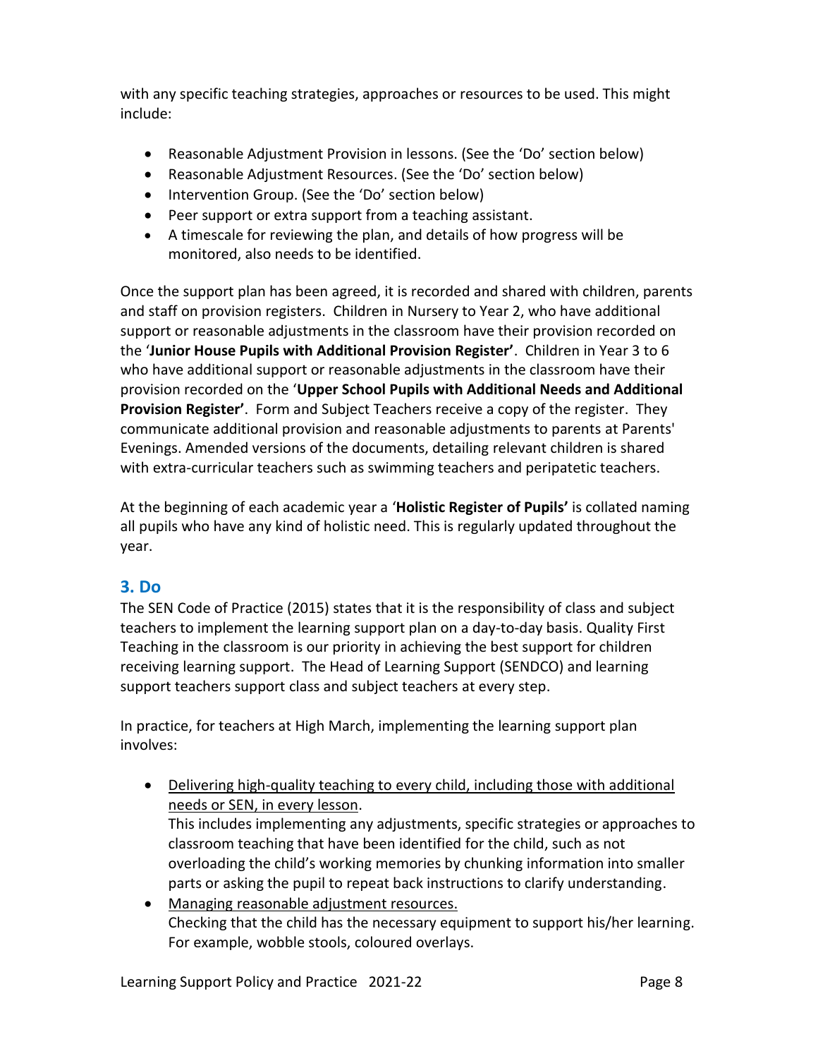with any specific teaching strategies, approaches or resources to be used. This might include:

- Reasonable Adjustment Provision in lessons. (See the 'Do' section below)
- Reasonable Adjustment Resources. (See the 'Do' section below)
- Intervention Group. (See the 'Do' section below)
- Peer support or extra support from a teaching assistant.
- A timescale for reviewing the plan, and details of how progress will be monitored, also needs to be identified.

Once the support plan has been agreed, it is recorded and shared with children, parents and staff on provision registers. Children in Nursery to Year 2, who have additional support or reasonable adjustments in the classroom have their provision recorded on the '**Junior House Pupils with Additional Provision Register'**. Children in Year 3 to 6 who have additional support or reasonable adjustments in the classroom have their provision recorded on the '**Upper School Pupils with Additional Needs and Additional Provision Register'**. Form and Subject Teachers receive a copy of the register. They communicate additional provision and reasonable adjustments to parents at Parents' Evenings. Amended versions of the documents, detailing relevant children is shared with extra-curricular teachers such as swimming teachers and peripatetic teachers.

At the beginning of each academic year a '**Holistic Register of Pupils'** is collated naming all pupils who have any kind of holistic need. This is regularly updated throughout the year.

## 3. Do

The SEN Code of Practice (2015) states that it is the responsibility of class and subject teachers to implement the learning support plan on a day-to-day basis. Quality First Teaching in the classroom is our priority in achieving the best support for children receiving learning support. The Head of Learning Support (SENDCO) and learning support teachers support class and subject teachers at every step.

In practice, for teachers at High March, implementing the learning support plan involves:

- <u>Delivering high-quality teaching to every child, including those with additional needs or SEN, in every lesson</u>.
  This includes implementing any adjustments, specific strategies or approaches to classroom teaching that have been identified for the child, such as not overloading the child's working memories by chunking information into smaller parts or asking the pupil to repeat back instructions to clarify understanding.
- <u>Managing reasonable adjustment resources.</u>
  Checking that the child has the necessary equipment to support his/her learning. For example, wobble stools, coloured overlays.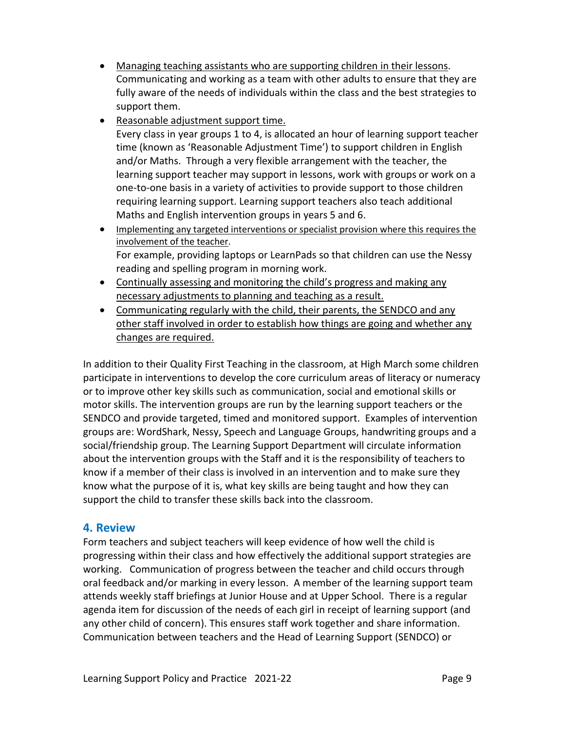- Managing teaching assistants who are supporting children in their lessons. Communicating and working as a team with other adults to ensure that they are fully aware of the needs of individuals within the class and the best strategies to support them.
- Reasonable adjustment support time.
  Every class in year groups 1 to 4, is allocated an hour of learning support teacher time (known as 'Reasonable Adjustment Time') to support children in English and/or Maths. Through a very flexible arrangement with the teacher, the learning support teacher may support in lessons, work with groups or work on a one-to-one basis in a variety of activities to provide support to those children requiring learning support. Learning support teachers also teach additional Maths and English intervention groups in years 5 and 6.
- Implementing any targeted interventions or specialist provision where this requires the involvement of the teacher.
  For example, providing laptops or LearnPads so that children can use the Nessy reading and spelling program in morning work.
- Continually assessing and monitoring the child's progress and making any necessary adjustments to planning and teaching as a result.
- Communicating regularly with the child, their parents, the SENDCO and any other staff involved in order to establish how things are going and whether any changes are required.

In addition to their Quality First Teaching in the classroom, at High March some children participate in interventions to develop the core curriculum areas of literacy or numeracy or to improve other key skills such as communication, social and emotional skills or motor skills. The intervention groups are run by the learning support teachers or the SENDCO and provide targeted, timed and monitored support. Examples of intervention groups are: WordShark, Nessy, Speech and Language Groups, handwriting groups and a social/friendship group. The Learning Support Department will circulate information about the intervention groups with the Staff and it is the responsibility of teachers to know if a member of their class is involved in an intervention and to make sure they know what the purpose of it is, what key skills are being taught and how they can support the child to transfer these skills back into the classroom.

## 4. Review

Form teachers and subject teachers will keep evidence of how well the child is progressing within their class and how effectively the additional support strategies are working. Communication of progress between the teacher and child occurs through oral feedback and/or marking in every lesson. A member of the learning support team attends weekly staff briefings at Junior House and at Upper School. There is a regular agenda item for discussion of the needs of each girl in receipt of learning support (and any other child of concern). This ensures staff work together and share information. Communication between teachers and the Head of Learning Support (SENDCO) or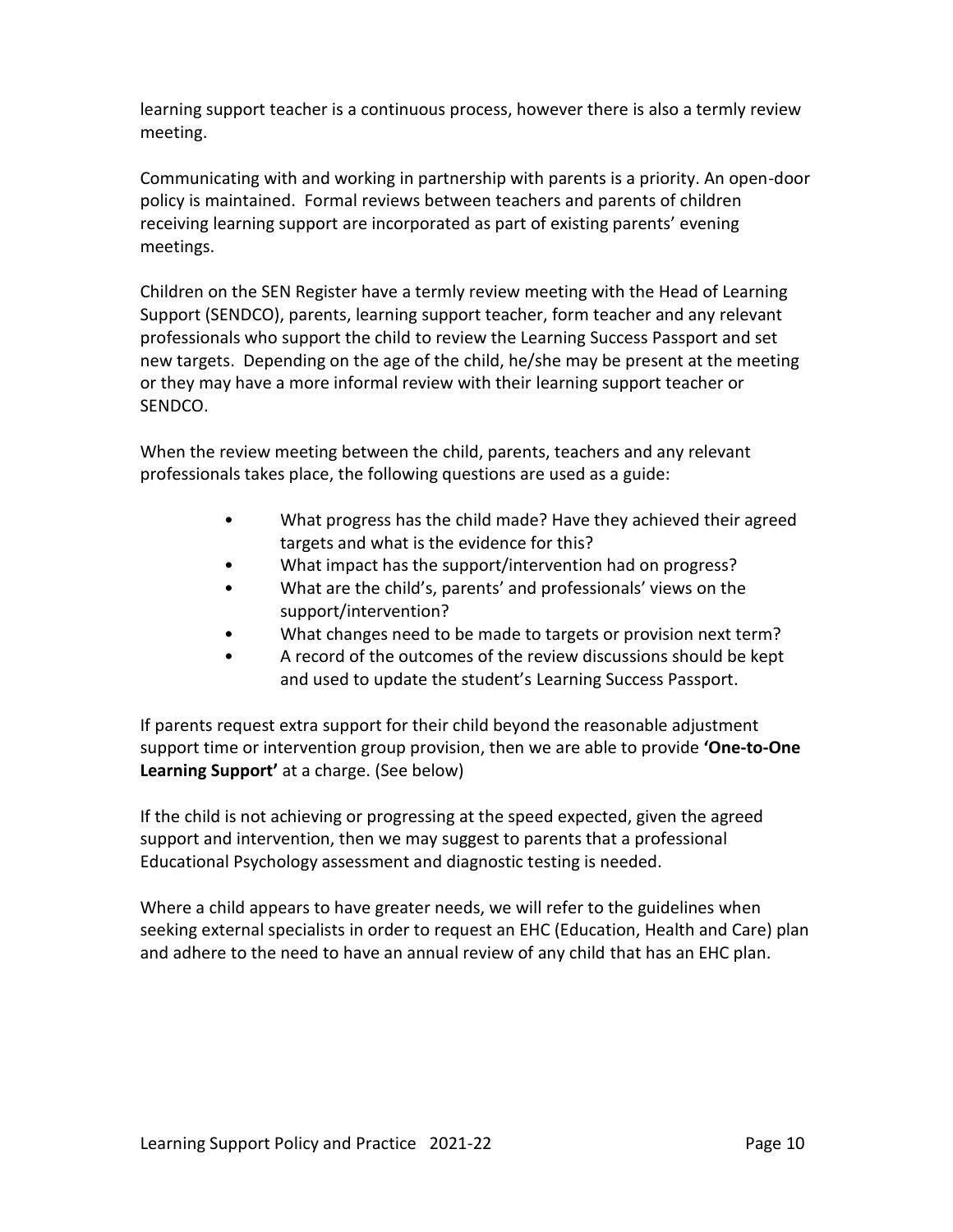learning support teacher is a continuous process, however there is also a termly review meeting.

Communicating with and working in partnership with parents is a priority. An open-door policy is maintained. Formal reviews between teachers and parents of children receiving learning support are incorporated as part of existing parents' evening meetings.

Children on the SEN Register have a termly review meeting with the Head of Learning Support (SENDCO), parents, learning support teacher, form teacher and any relevant professionals who support the child to review the Learning Success Passport and set new targets. Depending on the age of the child, he/she may be present at the meeting or they may have a more informal review with their learning support teacher or SENDCO.

When the review meeting between the child, parents, teachers and any relevant professionals takes place, the following questions are used as a guide:

- What progress has the child made? Have they achieved their agreed targets and what is the evidence for this?
- What impact has the support/intervention had on progress?
- What are the child's, parents' and professionals' views on the support/intervention?
- What changes need to be made to targets or provision next term?
- A record of the outcomes of the review discussions should be kept and used to update the student's Learning Success Passport.

If parents request extra support for their child beyond the reasonable adjustment support time or intervention group provision, then we are able to provide **'One-to-One Learning Support'** at a charge. (See below)

If the child is not achieving or progressing at the speed expected, given the agreed support and intervention, then we may suggest to parents that a professional Educational Psychology assessment and diagnostic testing is needed.

Where a child appears to have greater needs, we will refer to the guidelines when seeking external specialists in order to request an EHC (Education, Health and Care) plan and adhere to the need to have an annual review of any child that has an EHC plan.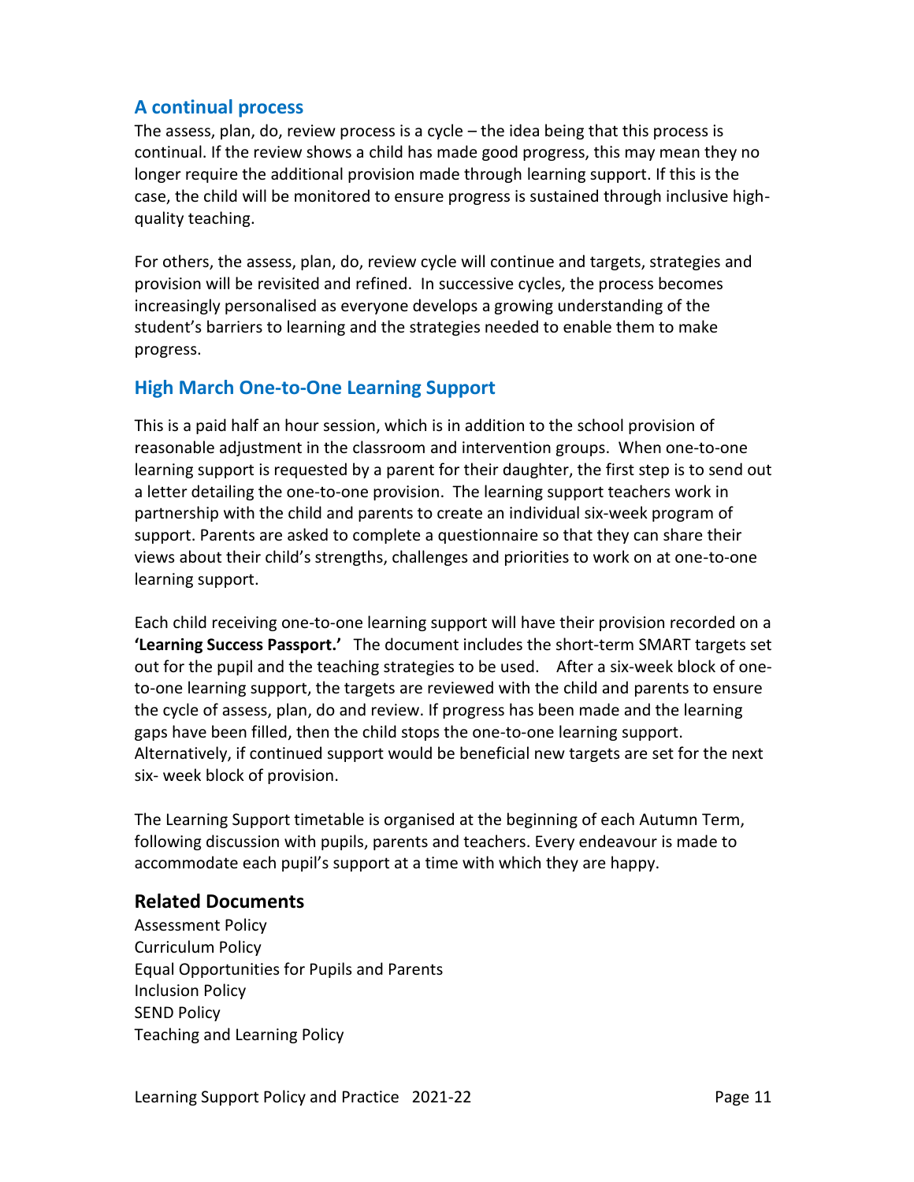## A continual process

The assess, plan, do, review process is a cycle – the idea being that this process is continual. If the review shows a child has made good progress, this may mean they no longer require the additional provision made through learning support. If this is the case, the child will be monitored to ensure progress is sustained through inclusive high-quality teaching.

For others, the assess, plan, do, review cycle will continue and targets, strategies and provision will be revisited and refined. In successive cycles, the process becomes increasingly personalised as everyone develops a growing understanding of the student's barriers to learning and the strategies needed to enable them to make progress.

## High March One-to-One Learning Support

This is a paid half an hour session, which is in addition to the school provision of reasonable adjustment in the classroom and intervention groups. When one-to-one learning support is requested by a parent for their daughter, the first step is to send out a letter detailing the one-to-one provision. The learning support teachers work in partnership with the child and parents to create an individual six-week program of support. Parents are asked to complete a questionnaire so that they can share their views about their child's strengths, challenges and priorities to work on at one-to-one learning support.

Each child receiving one-to-one learning support will have their provision recorded on a **'Learning Success Passport.'** The document includes the short-term SMART targets set out for the pupil and the teaching strategies to be used. After a six-week block of one-to-one learning support, the targets are reviewed with the child and parents to ensure the cycle of assess, plan, do and review. If progress has been made and the learning gaps have been filled, then the child stops the one-to-one learning support. Alternatively, if continued support would be beneficial new targets are set for the next six- week block of provision.

The Learning Support timetable is organised at the beginning of each Autumn Term, following discussion with pupils, parents and teachers. Every endeavour is made to accommodate each pupil's support at a time with which they are happy.

## Related Documents

Assessment Policy
Curriculum Policy
Equal Opportunities for Pupils and Parents
Inclusion Policy
SEND Policy
Teaching and Learning Policy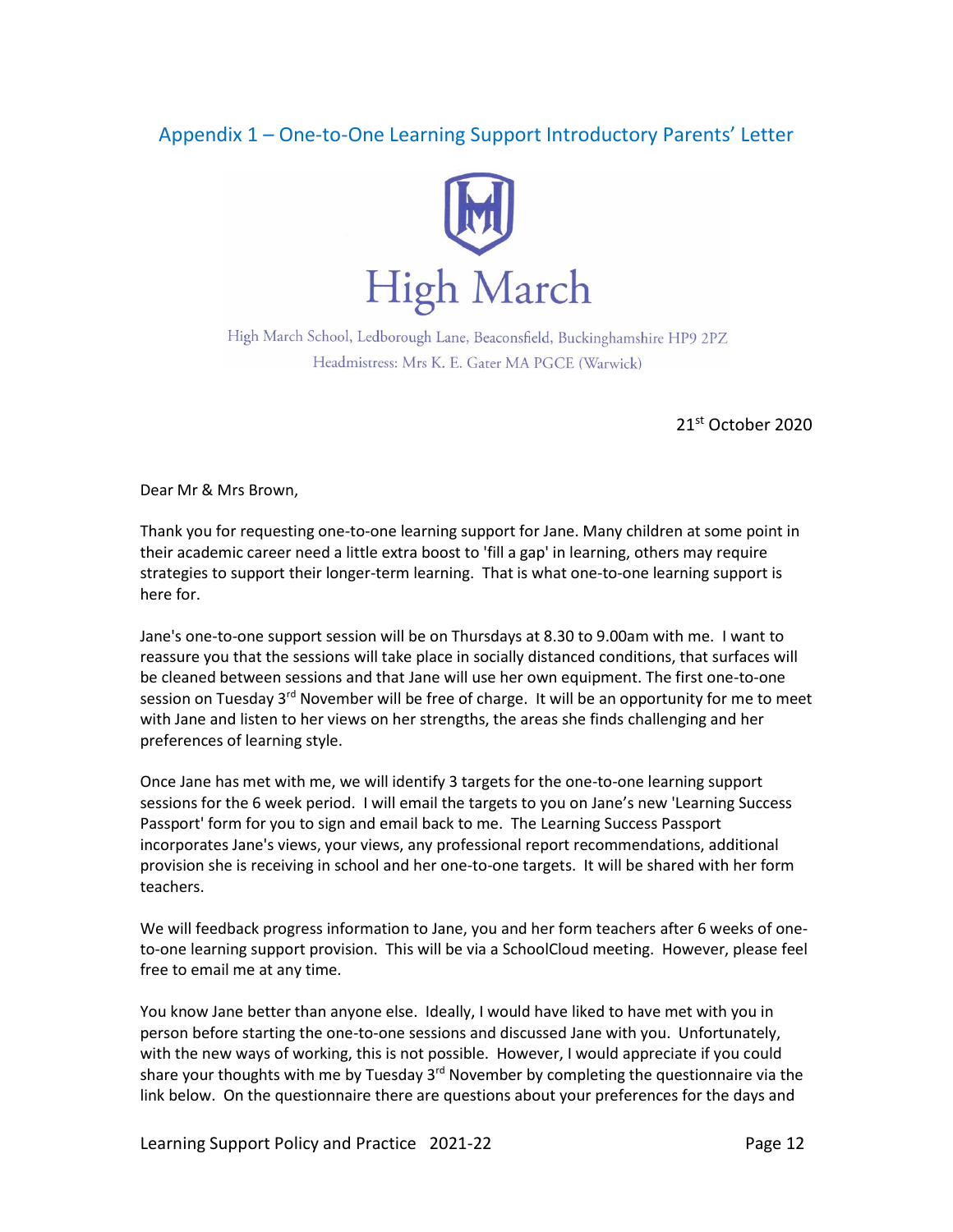## Appendix 1 – One-to-One Learning Support Introductory Parents' Letter

High March

High March School, Ledborough Lane, Beaconsfield, Buckinghamshire HP9 2PZ
Headmistress: Mrs K. E. Gater MA PGCE (Warwick)

21st October 2020

Dear Mr & Mrs Brown,

Thank you for requesting one-to-one learning support for Jane. Many children at some point in their academic career need a little extra boost to 'fill a gap' in learning, others may require strategies to support their longer-term learning. That is what one-to-one learning support is here for.

Jane's one-to-one support session will be on Thursdays at 8.30 to 9.00am with me. I want to reassure you that the sessions will take place in socially distanced conditions, that surfaces will be cleaned between sessions and that Jane will use her own equipment. The first one-to-one session on Tuesday 3rd November will be free of charge. It will be an opportunity for me to meet with Jane and listen to her views on her strengths, the areas she finds challenging and her preferences of learning style.

Once Jane has met with me, we will identify 3 targets for the one-to-one learning support sessions for the 6 week period. I will email the targets to you on Jane's new 'Learning Success Passport' form for you to sign and email back to me. The Learning Success Passport incorporates Jane's views, your views, any professional report recommendations, additional provision she is receiving in school and her one-to-one targets. It will be shared with her form teachers.

We will feedback progress information to Jane, you and her form teachers after 6 weeks of one-to-one learning support provision. This will be via a SchoolCloud meeting. However, please feel free to email me at any time.

You know Jane better than anyone else. Ideally, I would have liked to have met with you in person before starting the one-to-one sessions and discussed Jane with you. Unfortunately, with the new ways of working, this is not possible. However, I would appreciate if you could share your thoughts with me by Tuesday 3rd November by completing the questionnaire via the link below. On the questionnaire there are questions about your preferences for the days and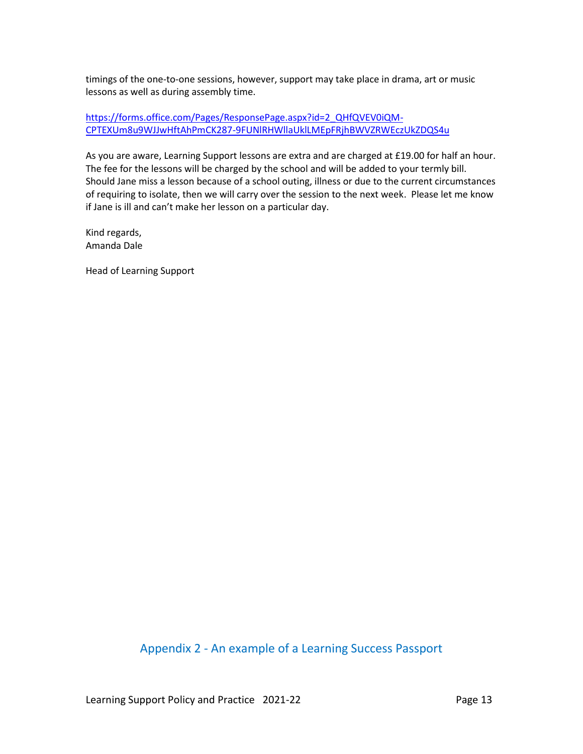timings of the one-to-one sessions, however, support may take place in drama, art or music lessons as well as during assembly time.

[https://forms.office.com/Pages/ResponsePage.aspx?id=2_QHfQVEV0iQM-CPTEXUm8u9WJJwHftAhPmCK287-9FUNlRHWllaUklLMEpFRjhBWVZRWEczUkZDQS4u](https://forms.office.com/Pages/ResponsePage.aspx?id=2_QHfQVEV0iQM-CPTEXUm8u9WJJwHftAhPmCK287-9FUNlRHWllaUklLMEpFRjhBWVZRWEczUkZDQS4u)

As you are aware, Learning Support lessons are extra and are charged at £19.00 for half an hour. The fee for the lessons will be charged by the school and will be added to your termly bill. Should Jane miss a lesson because of a school outing, illness or due to the current circumstances of requiring to isolate, then we will carry over the session to the next week. Please let me know if Jane is ill and can't make her lesson on a particular day.

Kind regards,
Amanda Dale

Head of Learning Support

## Appendix 2 - An example of a Learning Success Passport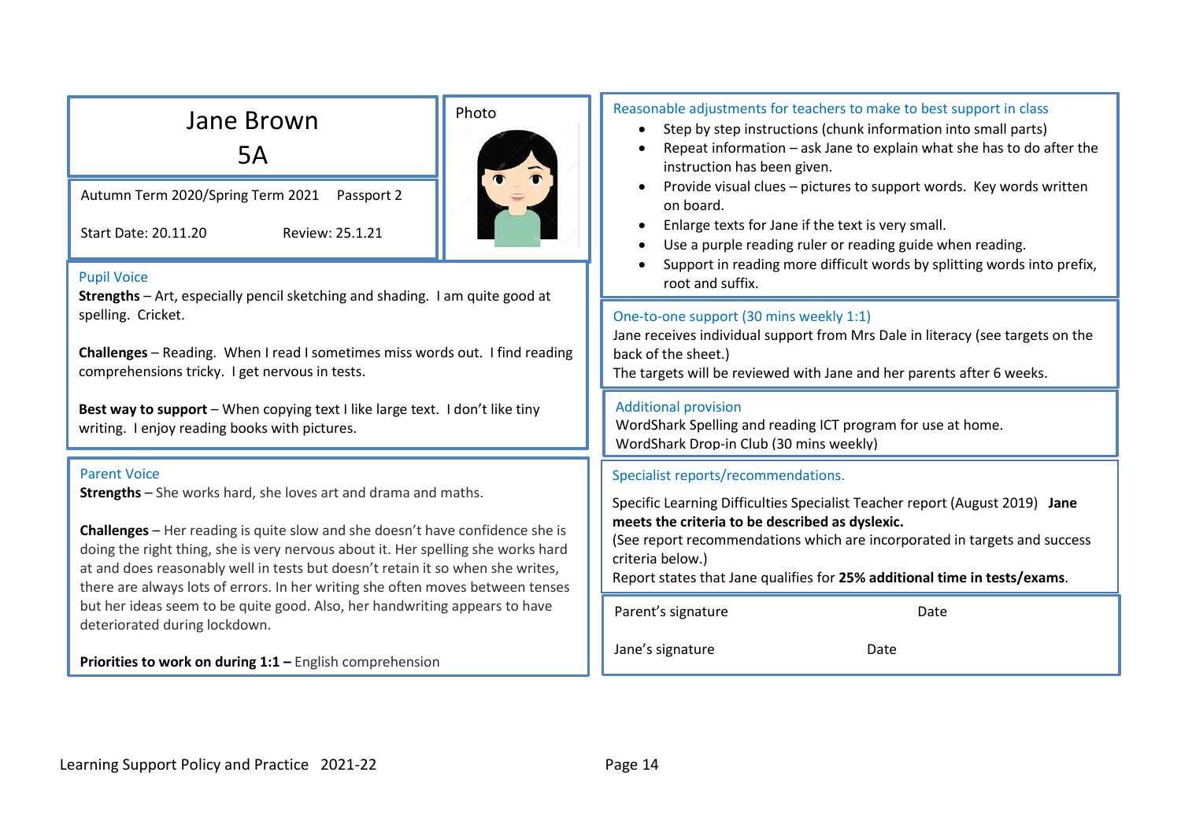# Jane Brown

## 5A

Autumn Term 2020/Spring Term 2021 Passport 2

Start Date: 20.11.20 Review: 25.1.21

Photo

### Pupil Voice

**Strengths** – Art, especially pencil sketching and shading. I am quite good at spelling. Cricket.

**Challenges** – Reading. When I read I sometimes miss words out. I find reading comprehensions tricky. I get nervous in tests.

**Best way to support** – When copying text I like large text. I don't like tiny writing. I enjoy reading books with pictures.

### Parent Voice

**Strengths** – She works hard, she loves art and drama and maths.

**Challenges** – Her reading is quite slow and she doesn't have confidence she is doing the right thing, she is very nervous about it. Her spelling she works hard at and does reasonably well in tests but doesn't retain it so when she writes, there are always lots of errors. In her writing she often moves between tenses but her ideas seem to be quite good. Also, her handwriting appears to have deteriorated during lockdown.

**Priorities to work on during 1:1 –** English comprehension

### Reasonable adjustments for teachers to make to best support in class

- Step by step instructions (chunk information into small parts)
- Repeat information – ask Jane to explain what she has to do after the instruction has been given.
- Provide visual clues – pictures to support words. Key words written on board.
- Enlarge texts for Jane if the text is very small.
- Use a purple reading ruler or reading guide when reading.
- Support in reading more difficult words by splitting words into prefix, root and suffix.

### One-to-one support (30 mins weekly 1:1)

Jane receives individual support from Mrs Dale in literacy (see targets on the back of the sheet.)

The targets will be reviewed with Jane and her parents after 6 weeks.

### Additional provision

WordShark Spelling and reading ICT program for use at home.

WordShark Drop-in Club (30 mins weekly)

### Specialist reports/recommendations.

Specific Learning Difficulties Specialist Teacher report (August 2019) **Jane meets the criteria to be described as dyslexic.**

(See report recommendations which are incorporated in targets and success criteria below.)

Report states that Jane qualifies for **25% additional time in tests/exams**.

Parent's signature Date

Jane's signature Date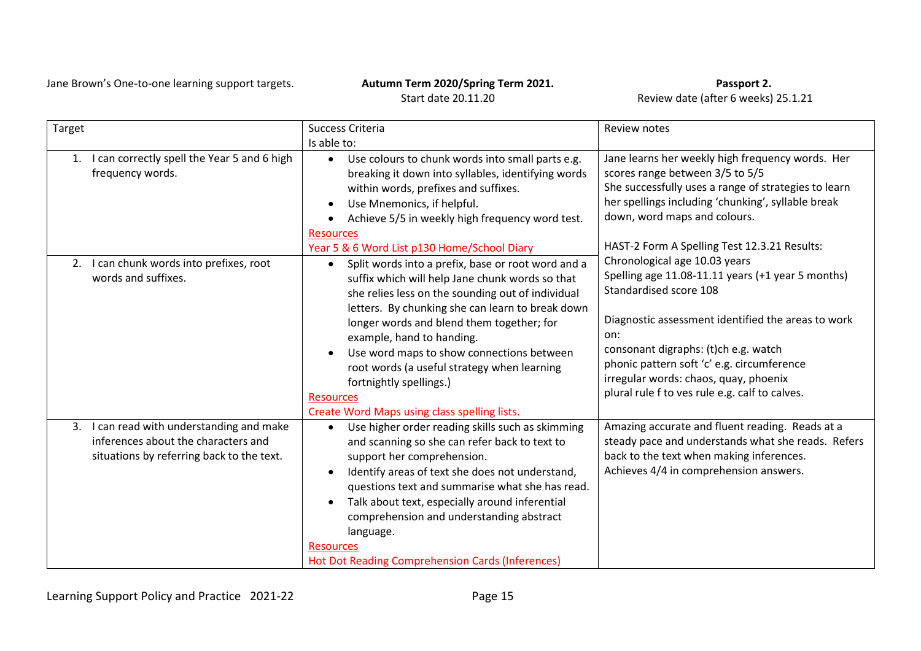Jane Brown's One-to-one learning support targets. **Autumn Term 2020/Spring Term 2021.** Start date 20.11.20 **Passport 2.** Review date (after 6 weeks) 25.1.21

| Target | Success Criteria<br>Is able to: | Review notes |
|---|---|---|
| 1. I can correctly spell the Year 5 and 6 high frequency words. | • Use colours to chunk words into small parts e.g. breaking it down into syllables, identifying words within words, prefixes and suffixes.<br>• Use Mnemonics, if helpful.<br>• Achieve 5/5 in weekly high frequency word test.<br>Resources<br>Year 5 & 6 Word List p130 Home/School Diary | Jane learns her weekly high frequency words. Her scores range between 3/5 to 5/5<br>She successfully uses a range of strategies to learn her spellings including 'chunking', syllable break down, word maps and colours.<br><br>HAST-2 Form A Spelling Test 12.3.21 Results:<br>Chronological age 10.03 years<br>Spelling age 11.08-11.11 years (+1 year 5 months)<br>Standardised score 108<br><br>Diagnostic assessment identified the areas to work on:<br>consonant digraphs: (t)ch e.g. watch<br>phonic pattern soft 'c' e.g. circumference<br>irregular words: chaos, quay, phoenix<br>plural rule f to ves rule e.g. calf to calves. |
| 2. I can chunk words into prefixes, root words and suffixes. | • Split words into a prefix, base or root word and a suffix which will help Jane chunk words so that she relies less on the sounding out of individual letters. By chunking she can learn to break down longer words and blend them together; for example, hand to handing.<br>• Use word maps to show connections between root words (a useful strategy when learning fortnightly spellings.)<br>Resources<br>Create Word Maps using class spelling lists. | |
| 3. I can read with understanding and make inferences about the characters and situations by referring back to the text. | • Use higher order reading skills such as skimming and scanning so she can refer back to text to support her comprehension.<br>• Identify areas of text she does not understand, questions text and summarise what she has read.<br>• Talk about text, especially around inferential comprehension and understanding abstract language.<br>Resources<br>Hot Dot Reading Comprehension Cards (Inferences) | Amazing accurate and fluent reading. Reads at a steady pace and understands what she reads. Refers back to the text when making inferences.<br>Achieves 4/4 in comprehension answers. |